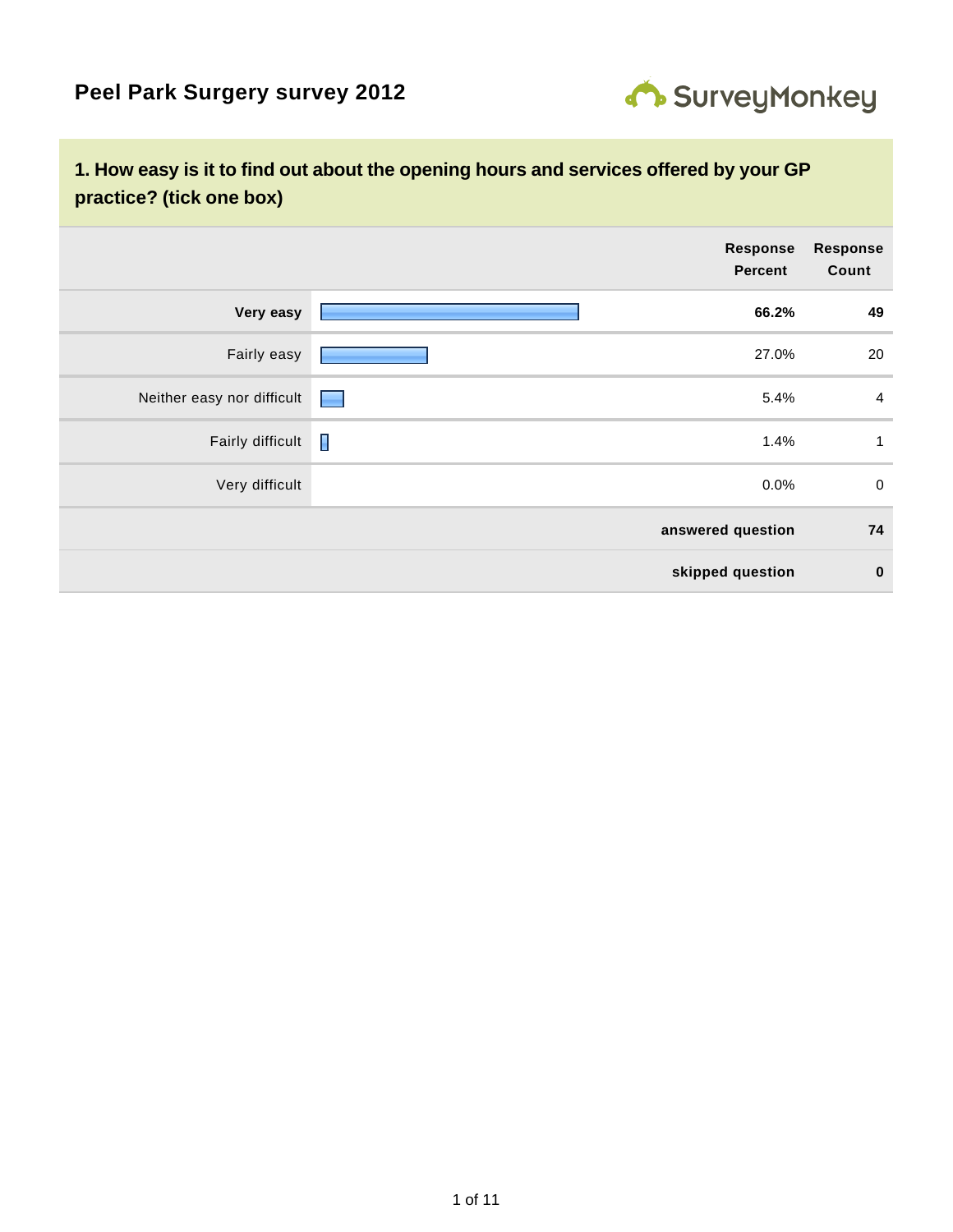# Peel Park Surgery survey 2012

SurveyMonkey

## 1. How easy is it to find out about the opening hours and services offered by your GP practice? (tick one box)

| | Response Percent | Response Count |
|---|---|---|
| **Very easy** | **66.2%** | **49** |
| Fairly easy | 27.0% | 20 |
| Neither easy nor difficult | 5.4% | 4 |
| Fairly difficult | 1.4% | 1 |
| Very difficult | 0.0% | 0 |
| | **answered question** | **74** |
| | **skipped question** | **0** |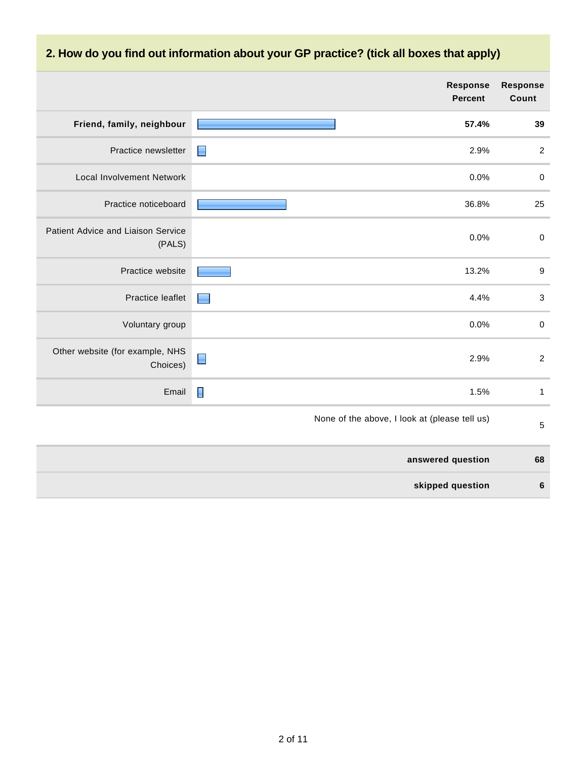## 2. How do you find out information about your GP practice? (tick all boxes that apply)

| | Response Percent | Response Count |
|---|---|---|
| **Friend, family, neighbour** | **57.4%** | **39** |
| Practice newsletter | 2.9% | 2 |
| Local Involvement Network | 0.0% | 0 |
| Practice noticeboard | 36.8% | 25 |
| Patient Advice and Liaison Service (PALS) | 0.0% | 0 |
| Practice website | 13.2% | 9 |
| Practice leaflet | 4.4% | 3 |
| Voluntary group | 0.0% | 0 |
| Other website (for example, NHS Choices) | 2.9% | 2 |
| Email | 1.5% | 1 |
| None of the above, I look at (please tell us) | | 5 |
| **answered question** | | **68** |
| **skipped question** | | **6** |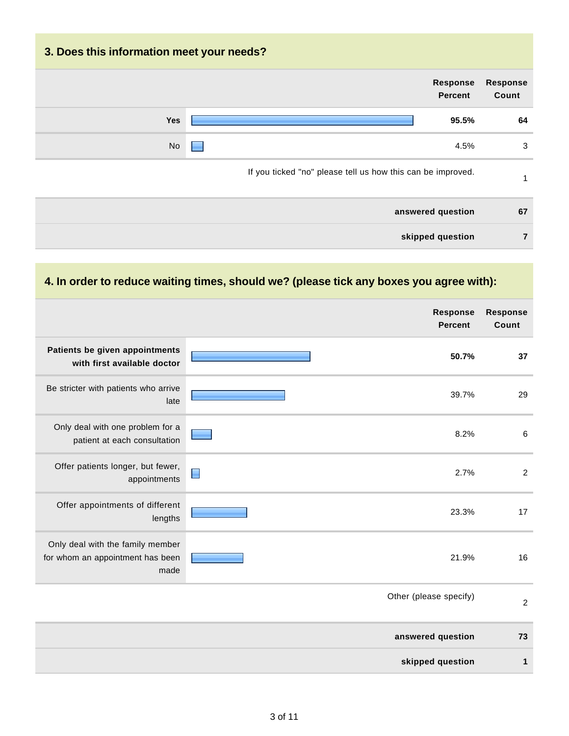### 3. Does this information meet your needs?

| | Response Percent | Response Count |
|---|---|---|
| **Yes** | **95.5%** | **64** |
| No | 4.5% | 3 |
| If you ticked "no" please tell us how this can be improved. | | 1 |
| **answered question** | | **67** |
| **skipped question** | | **7** |

### 4. In order to reduce waiting times, should we? (please tick any boxes you agree with):

| | Response Percent | Response Count |
|---|---|---|
| **Patients be given appointments with first available doctor** | **50.7%** | **37** |
| Be stricter with patients who arrive late | 39.7% | 29 |
| Only deal with one problem for a patient at each consultation | 8.2% | 6 |
| Offer patients longer, but fewer, appointments | 2.7% | 2 |
| Offer appointments of different lengths | 23.3% | 17 |
| Only deal with the family member for whom an appointment has been made | 21.9% | 16 |
| Other (please specify) | | 2 |
| **answered question** | | **73** |
| **skipped question** | | **1** |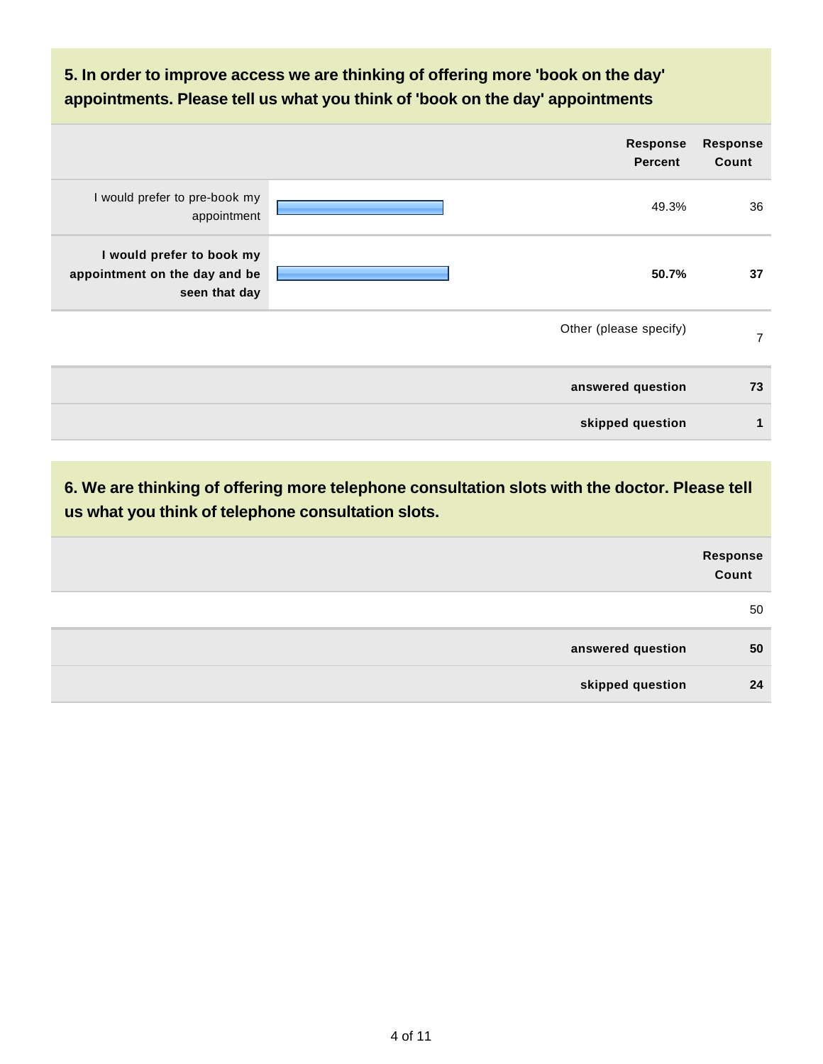### 5. In order to improve access we are thinking of offering more 'book on the day' appointments. Please tell us what you think of 'book on the day' appointments

| | Response Percent | Response Count |
|---|---|---|
| I would prefer to pre-book my appointment | 49.3% | 36 |
| **I would prefer to book my appointment on the day and be seen that day** | **50.7%** | **37** |
| Other (please specify) | | 7 |
| **answered question** | | **73** |
| **skipped question** | | **1** |

### 6. We are thinking of offering more telephone consultation slots with the doctor. Please tell us what you think of telephone consultation slots.

| | Response Count |
|---|---|
| | 50 |
| **answered question** | **50** |
| **skipped question** | **24** |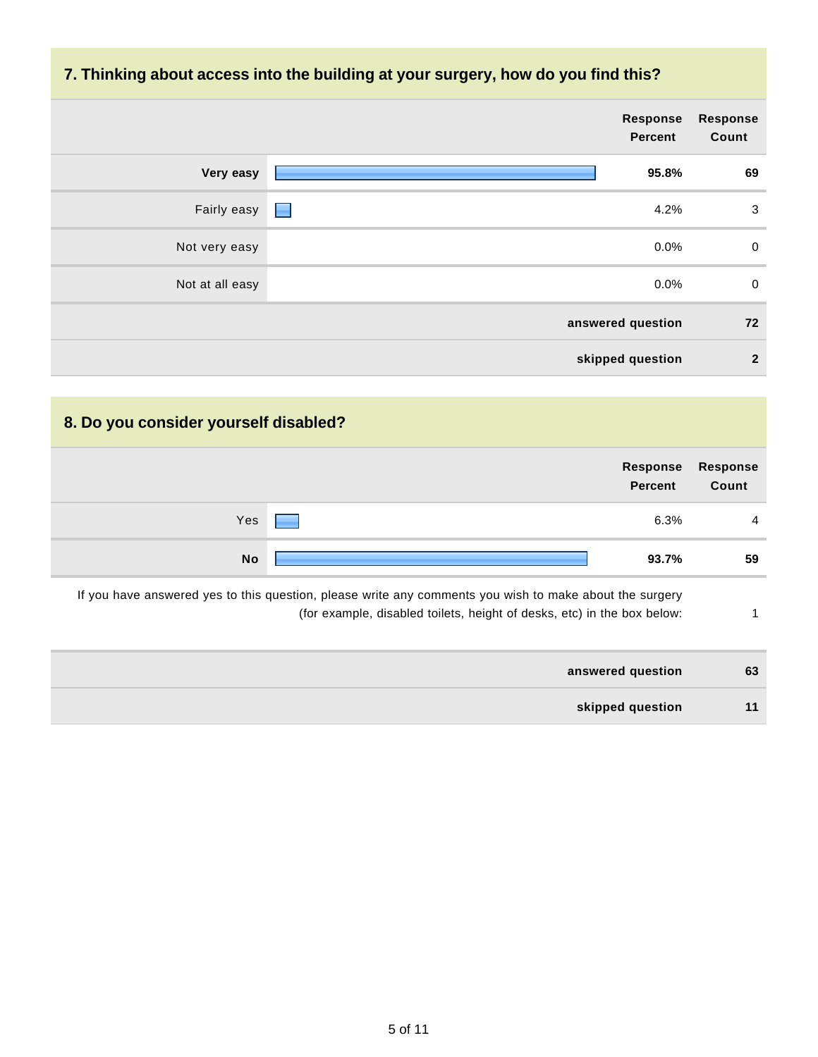## 7. Thinking about access into the building at your surgery, how do you find this?

| | Response Percent | Response Count |
|---|---|---|
| **Very easy** | **95.8%** | **69** |
| Fairly easy | 4.2% | 3 |
| Not very easy | 0.0% | 0 |
| Not at all easy | 0.0% | 0 |
| | **answered question** | **72** |
| | **skipped question** | **2** |

## 8. Do you consider yourself disabled?

| | Response Percent | Response Count |
|---|---|---|
| Yes | 6.3% | 4 |
| **No** | **93.7%** | **59** |
| If you have answered yes to this question, please write any comments you wish to make about the surgery (for example, disabled toilets, height of desks, etc) in the box below: | | 1 |
| | **answered question** | **63** |
| | **skipped question** | **11** |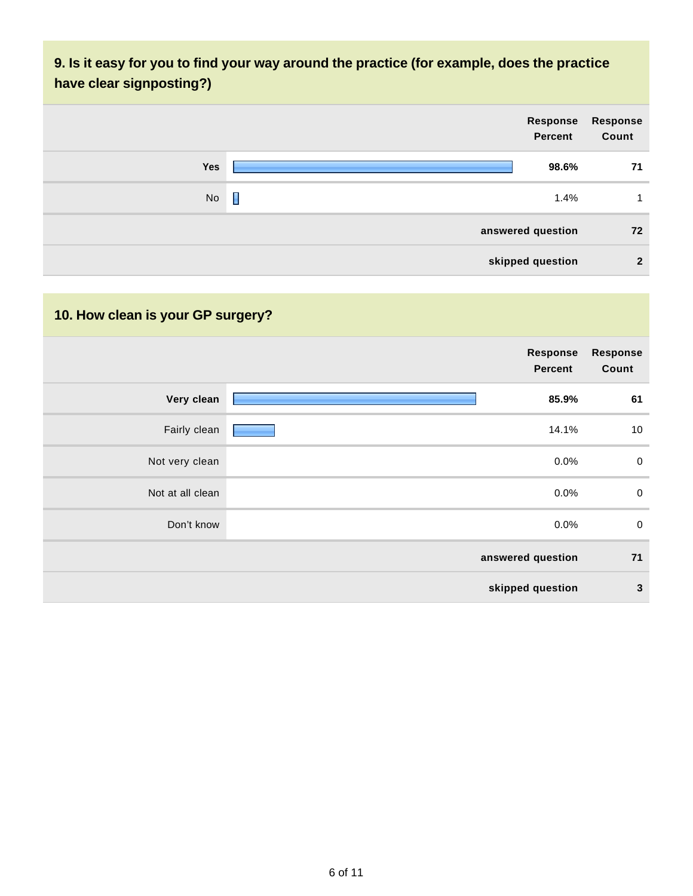### 9. Is it easy for you to find your way around the practice (for example, does the practice have clear signposting?)

| | Response Percent | Response Count |
|---|---|---|
| **Yes** | **98.6%** | **71** |
| No | 1.4% | 1 |
| | **answered question** | **72** |
| | **skipped question** | **2** |

### 10. How clean is your GP surgery?

| | Response Percent | Response Count |
|---|---|---|
| **Very clean** | **85.9%** | **61** |
| Fairly clean | 14.1% | 10 |
| Not very clean | 0.0% | 0 |
| Not at all clean | 0.0% | 0 |
| Don't know | 0.0% | 0 |
| | **answered question** | **71** |
| | **skipped question** | **3** |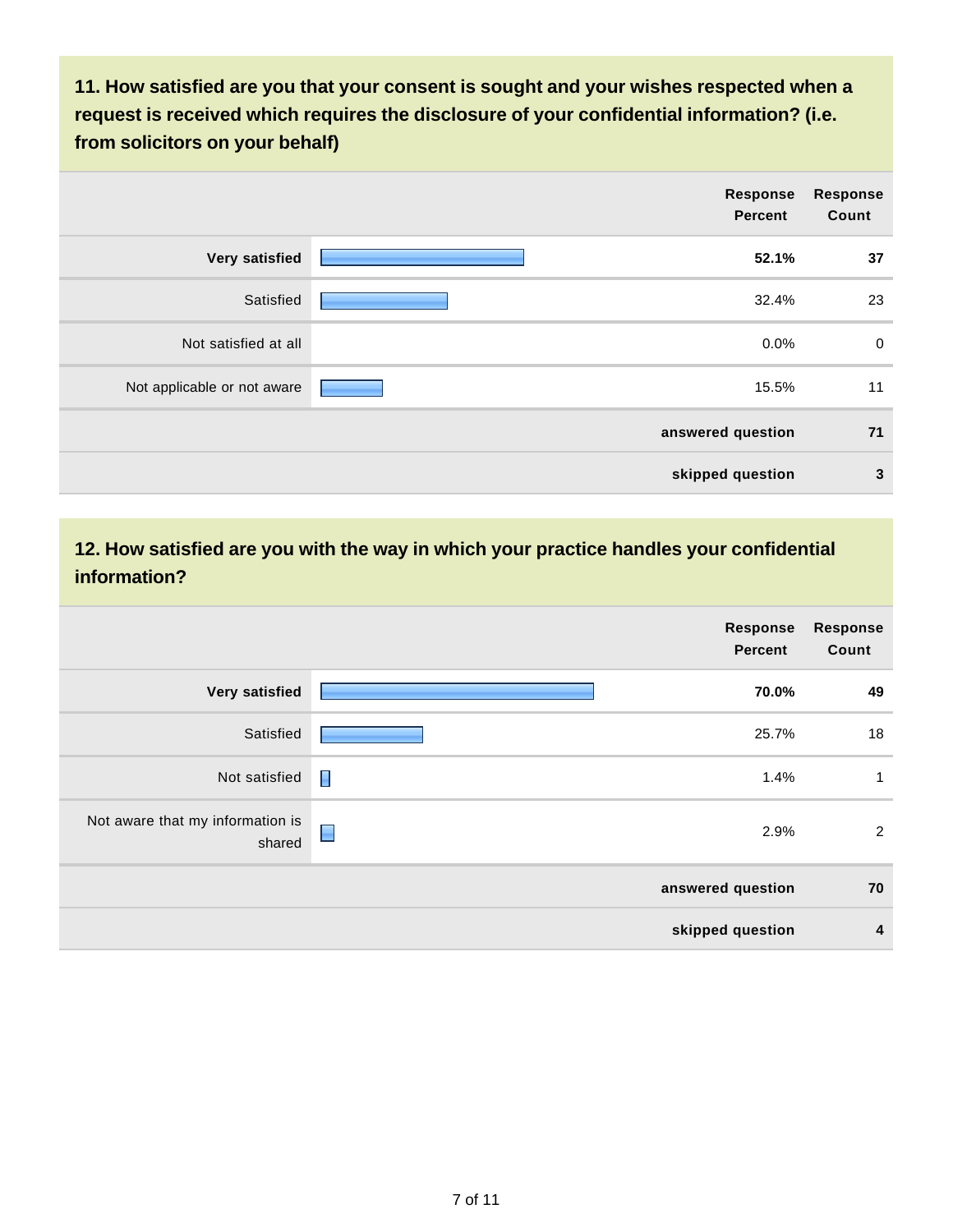### 11. How satisfied are you that your consent is sought and your wishes respected when a request is received which requires the disclosure of your confidential information? (i.e. from solicitors on your behalf)

| | Response Percent | Response Count |
|---|---|---|
| **Very satisfied** | **52.1%** | **37** |
| Satisfied | 32.4% | 23 |
| Not satisfied at all | 0.0% | 0 |
| Not applicable or not aware | 15.5% | 11 |
| | **answered question** | **71** |
| | **skipped question** | **3** |

### 12. How satisfied are you with the way in which your practice handles your confidential information?

| | Response Percent | Response Count |
|---|---|---|
| **Very satisfied** | **70.0%** | **49** |
| Satisfied | 25.7% | 18 |
| Not satisfied | 1.4% | 1 |
| Not aware that my information is shared | 2.9% | 2 |
| | **answered question** | **70** |
| | **skipped question** | **4** |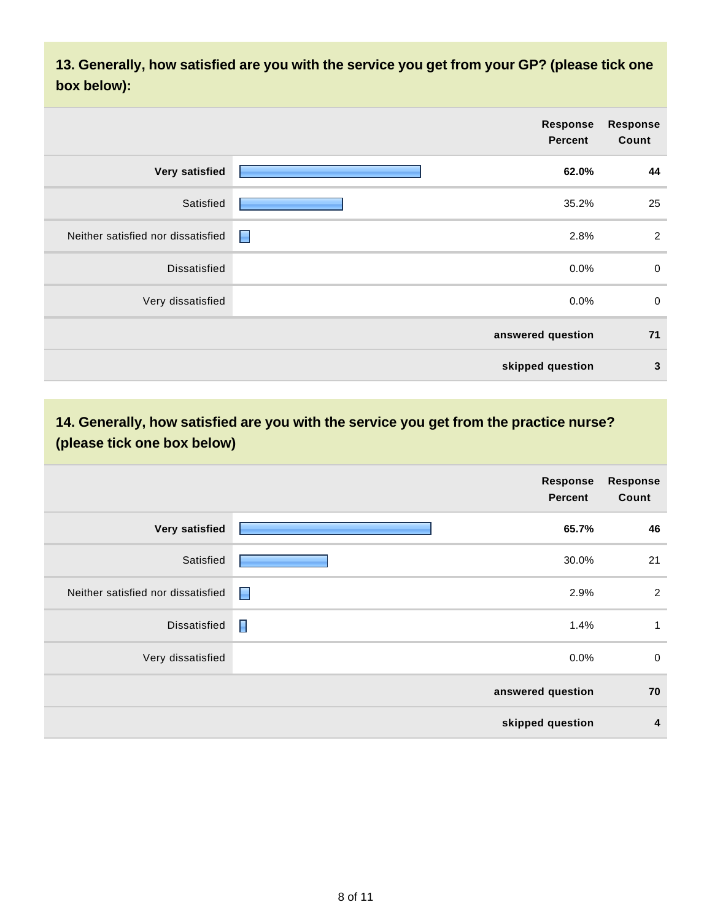### 13. Generally, how satisfied are you with the service you get from your GP? (please tick one box below):

| | Response Percent | Response Count |
|---|---|---|
| **Very satisfied** | **62.0%** | **44** |
| Satisfied | 35.2% | 25 |
| Neither satisfied nor dissatisfied | 2.8% | 2 |
| Dissatisfied | 0.0% | 0 |
| Very dissatisfied | 0.0% | 0 |
| | **answered question** | **71** |
| | **skipped question** | **3** |

### 14. Generally, how satisfied are you with the service you get from the practice nurse? (please tick one box below)

| | Response Percent | Response Count |
|---|---|---|
| **Very satisfied** | **65.7%** | **46** |
| Satisfied | 30.0% | 21 |
| Neither satisfied nor dissatisfied | 2.9% | 2 |
| Dissatisfied | 1.4% | 1 |
| Very dissatisfied | 0.0% | 0 |
| | **answered question** | **70** |
| | **skipped question** | **4** |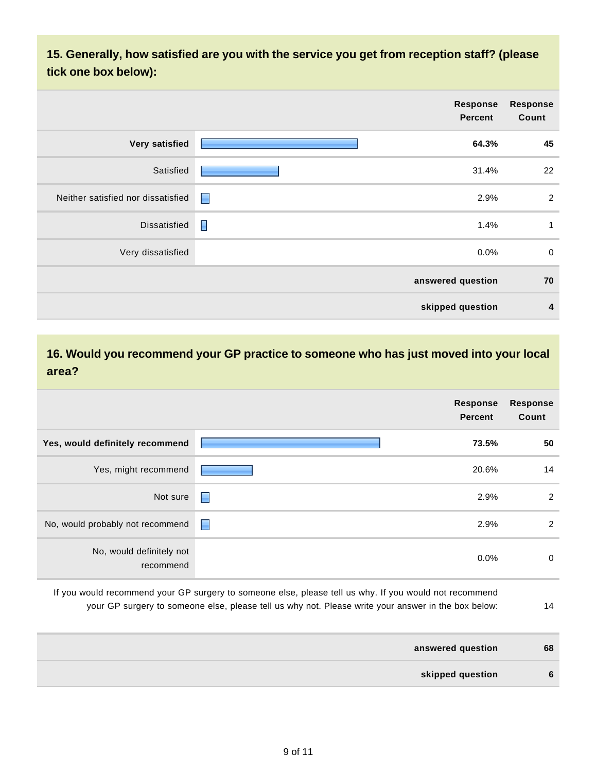## 15. Generally, how satisfied are you with the service you get from reception staff? (please tick one box below):

| | Response Percent | Response Count |
|---|---|---|
| **Very satisfied** | **64.3%** | **45** |
| Satisfied | 31.4% | 22 |
| Neither satisfied nor dissatisfied | 2.9% | 2 |
| Dissatisfied | 1.4% | 1 |
| Very dissatisfied | 0.0% | 0 |
| | **answered question** | **70** |
| | **skipped question** | **4** |

## 16. Would you recommend your GP practice to someone who has just moved into your local area?

| | Response Percent | Response Count |
|---|---|---|
| **Yes, would definitely recommend** | **73.5%** | **50** |
| Yes, might recommend | 20.6% | 14 |
| Not sure | 2.9% | 2 |
| No, would probably not recommend | 2.9% | 2 |
| No, would definitely not recommend | 0.0% | 0 |
| If you would recommend your GP surgery to someone else, please tell us why. If you would not recommend your GP surgery to someone else, please tell us why not. Please write your answer in the box below: | | 14 |
| | **answered question** | **68** |
| | **skipped question** | **6** |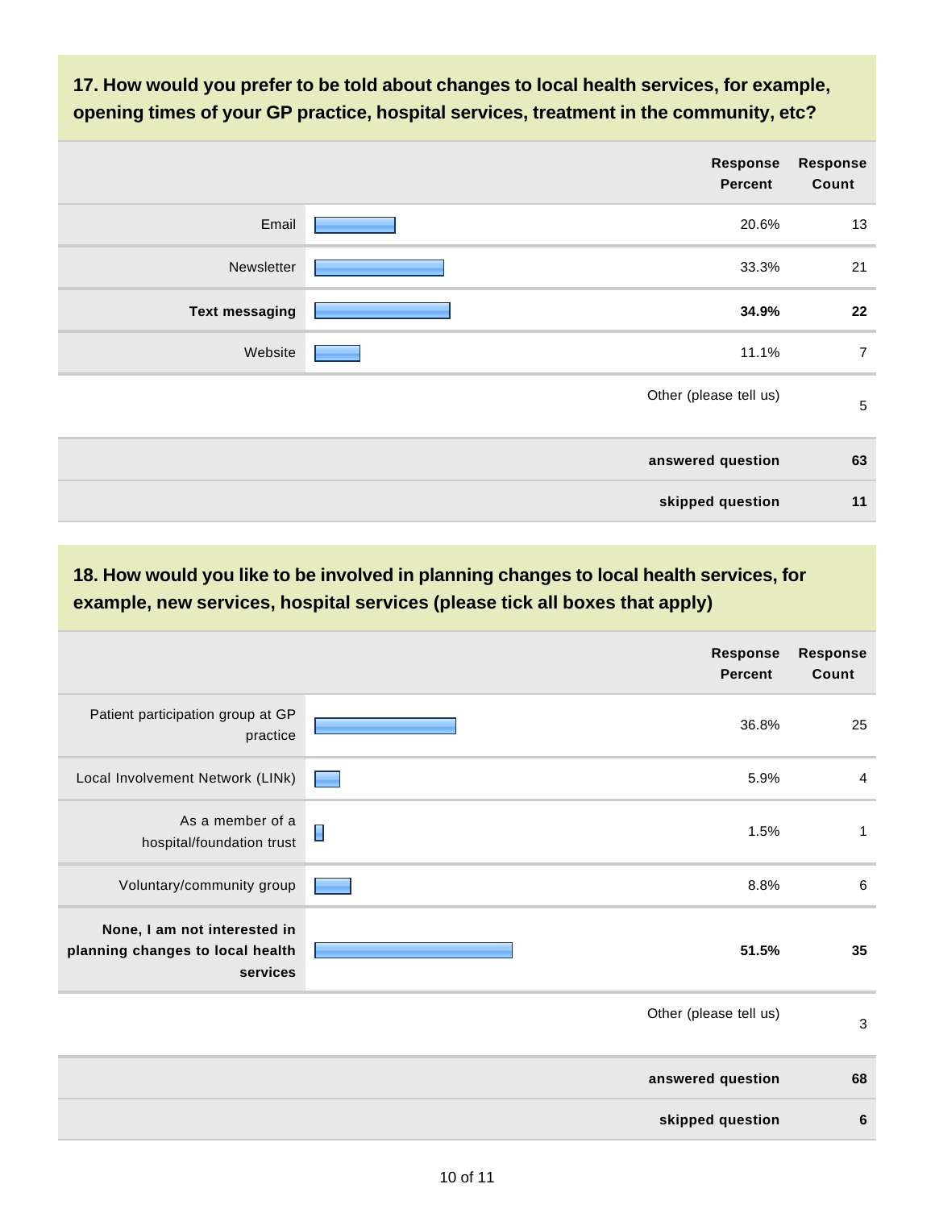### 17. How would you prefer to be told about changes to local health services, for example, opening times of your GP practice, hospital services, treatment in the community, etc?

| | Response Percent | Response Count |
|---|---|---|
| Email | 20.6% | 13 |
| Newsletter | 33.3% | 21 |
| **Text messaging** | **34.9%** | **22** |
| Website | 11.1% | 7 |
| Other (please tell us) | | 5 |
| **answered question** | | **63** |
| **skipped question** | | **11** |

### 18. How would you like to be involved in planning changes to local health services, for example, new services, hospital services (please tick all boxes that apply)

| | Response Percent | Response Count |
|---|---|---|
| Patient participation group at GP practice | 36.8% | 25 |
| Local Involvement Network (LINk) | 5.9% | 4 |
| As a member of a hospital/foundation trust | 1.5% | 1 |
| Voluntary/community group | 8.8% | 6 |
| **None, I am not interested in planning changes to local health services** | **51.5%** | **35** |
| Other (please tell us) | | 3 |
| **answered question** | | **68** |
| **skipped question** | | **6** |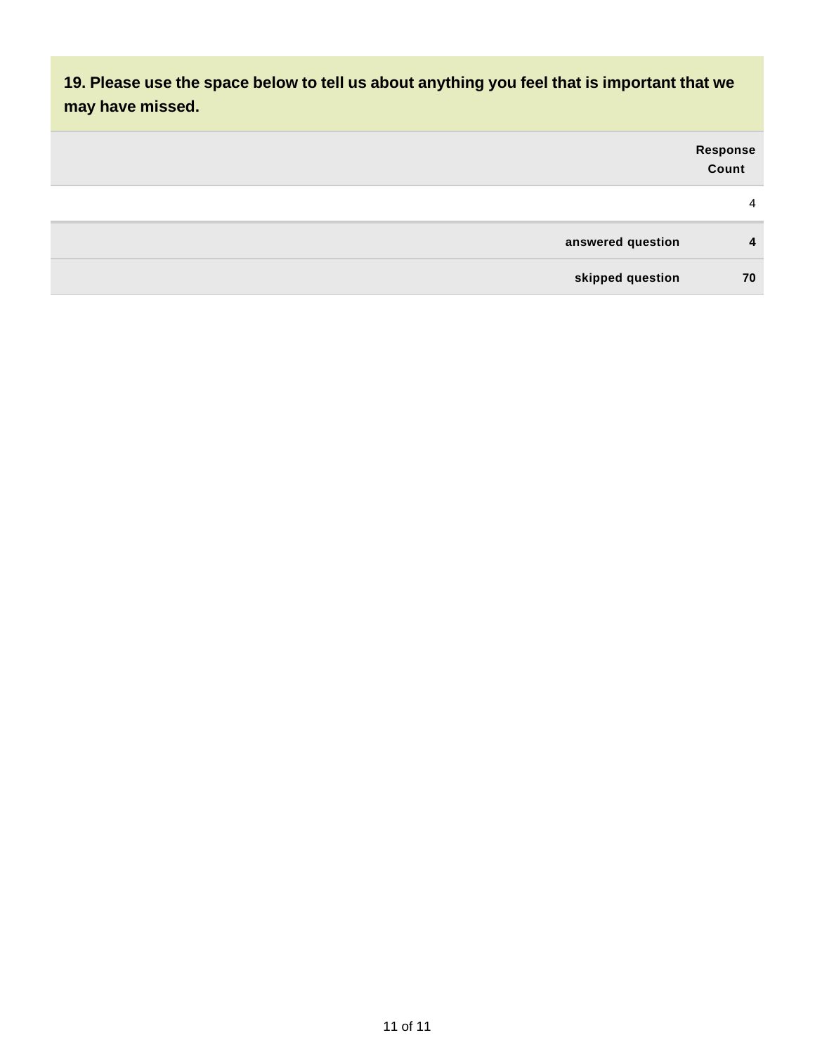## 19. Please use the space below to tell us about anything you feel that is important that we may have missed.

| | Response Count |
|---|---|
| | 4 |
| **answered question** | **4** |
| **skipped question** | **70** |